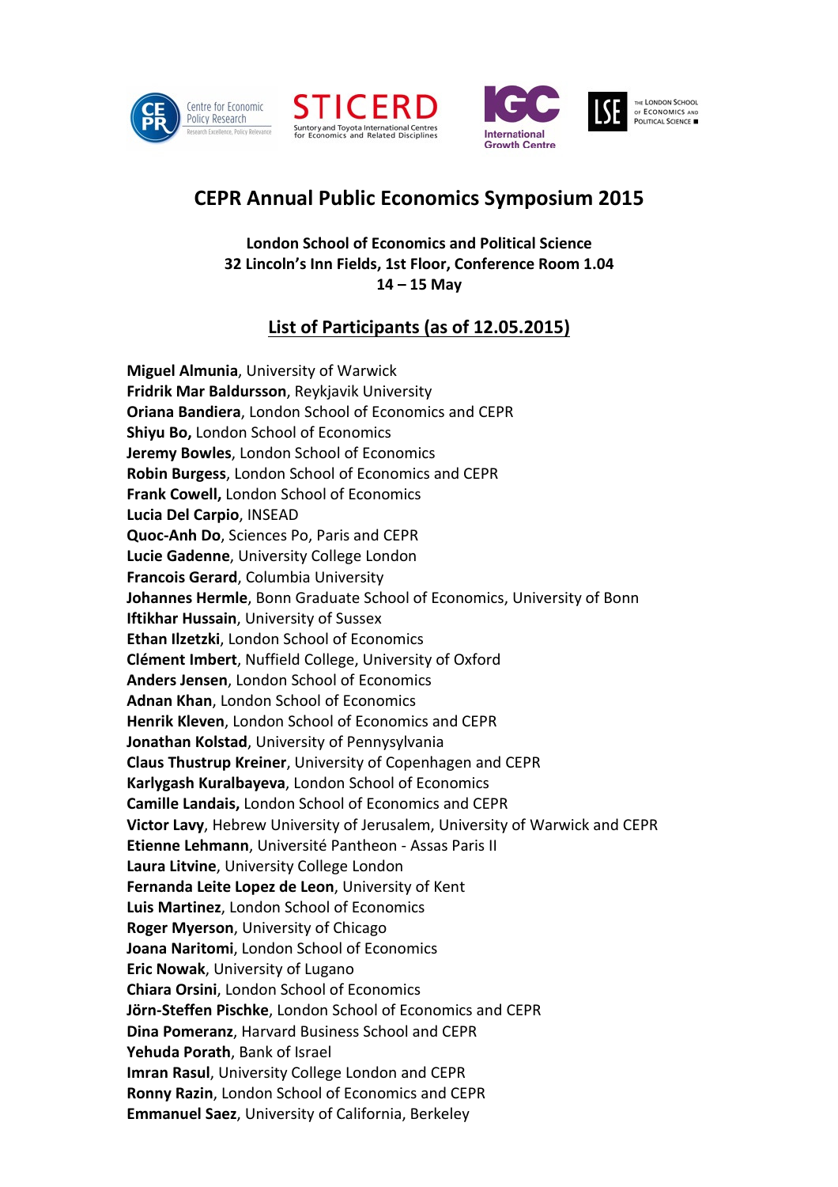# CEPR Annual Public Economics Symposium 2015

**London School of Economics and Political Science**
**32 Lincoln's Inn Fields, 1st Floor, Conference Room 1.04**
**14 – 15 May**

## List of Participants (as of 12.05.2015)

**Miguel Almunia**, University of Warwick
**Fridrik Mar Baldursson**, Reykjavik University
**Oriana Bandiera**, London School of Economics and CEPR
**Shiyu Bo,** London School of Economics
**Jeremy Bowles**, London School of Economics
**Robin Burgess**, London School of Economics and CEPR
**Frank Cowell,** London School of Economics
**Lucia Del Carpio**, INSEAD
**Quoc-Anh Do**, Sciences Po, Paris and CEPR
**Lucie Gadenne**, University College London
**Francois Gerard**, Columbia University
**Johannes Hermle**, Bonn Graduate School of Economics, University of Bonn
**Iftikhar Hussain**, University of Sussex
**Ethan Ilzetzki**, London School of Economics
**Clément Imbert**, Nuffield College, University of Oxford
**Anders Jensen**, London School of Economics
**Adnan Khan**, London School of Economics
**Henrik Kleven**, London School of Economics and CEPR
**Jonathan Kolstad**, University of Pennysylvania
**Claus Thustrup Kreiner**, University of Copenhagen and CEPR
**Karlygash Kuralbayeva**, London School of Economics
**Camille Landais,** London School of Economics and CEPR
**Victor Lavy**, Hebrew University of Jerusalem, University of Warwick and CEPR
**Etienne Lehmann**, Université Pantheon - Assas Paris II
**Laura Litvine**, University College London
**Fernanda Leite Lopez de Leon**, University of Kent
**Luis Martinez**, London School of Economics
**Roger Myerson**, University of Chicago
**Joana Naritomi**, London School of Economics
**Eric Nowak**, University of Lugano
**Chiara Orsini**, London School of Economics
**Jörn-Steffen Pischke**, London School of Economics and CEPR
**Dina Pomeranz**, Harvard Business School and CEPR
**Yehuda Porath**, Bank of Israel
**Imran Rasul**, University College London and CEPR
**Ronny Razin**, London School of Economics and CEPR
**Emmanuel Saez**, University of California, Berkeley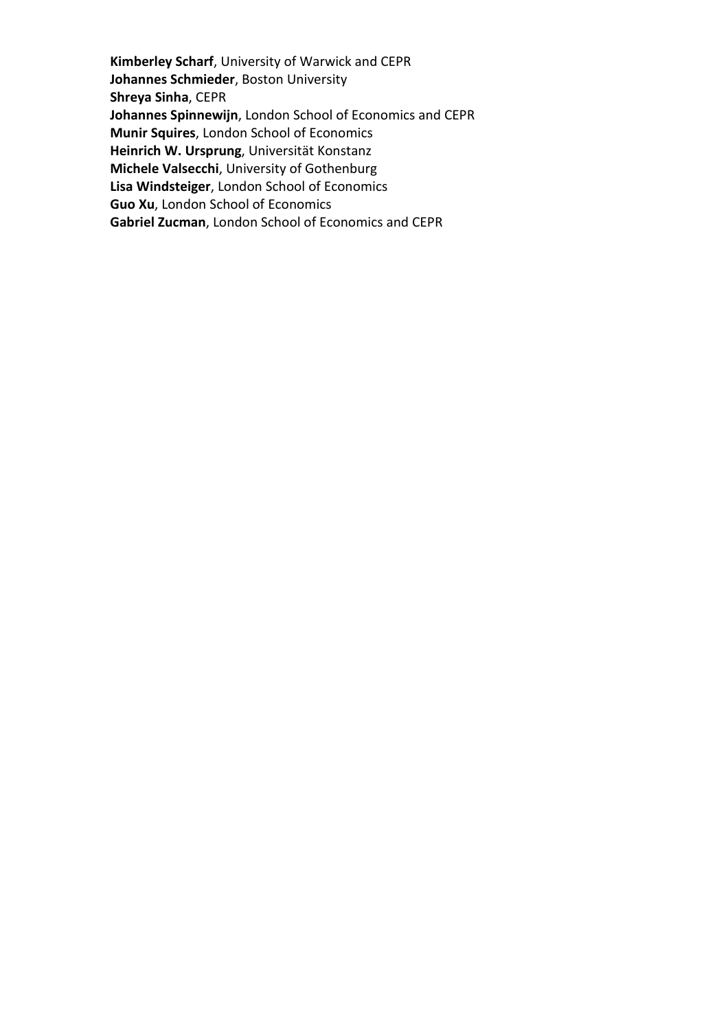**Kimberley Scharf**, University of Warwick and CEPR
**Johannes Schmieder**, Boston University
**Shreya Sinha**, CEPR
**Johannes Spinnewijn**, London School of Economics and CEPR
**Munir Squires**, London School of Economics
**Heinrich W. Ursprung**, Universität Konstanz
**Michele Valsecchi**, University of Gothenburg
**Lisa Windsteiger**, London School of Economics
**Guo Xu**, London School of Economics
**Gabriel Zucman**, London School of Economics and CEPR